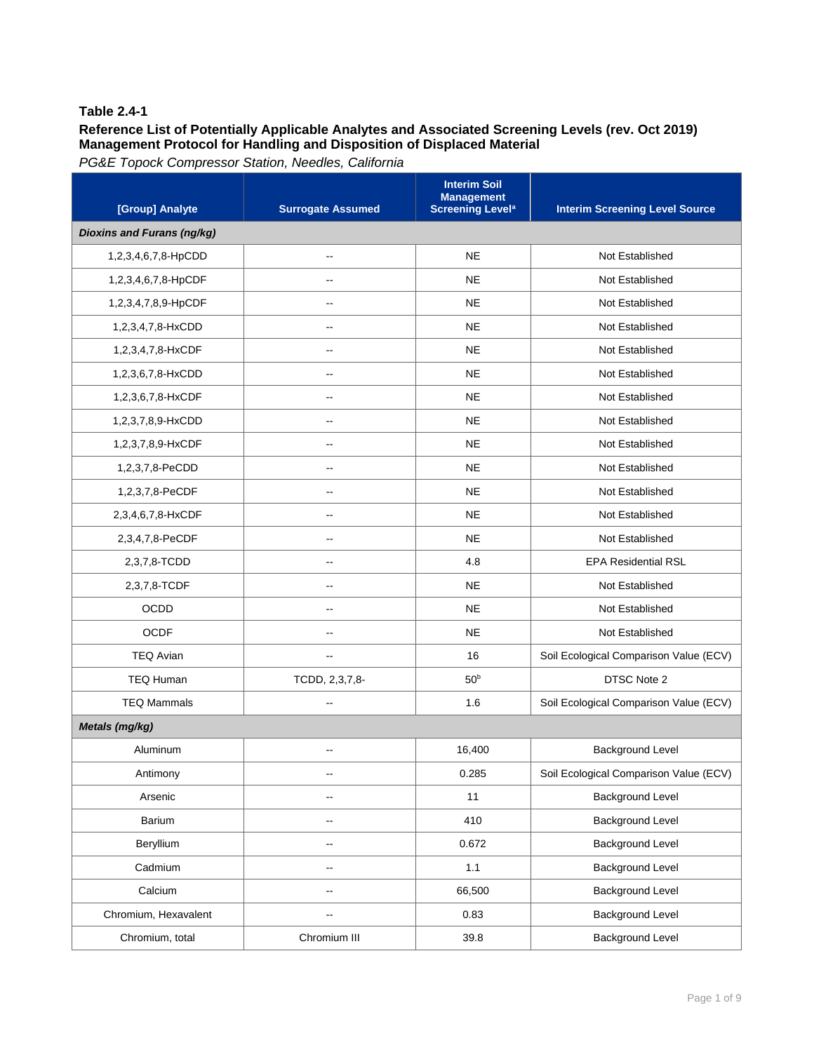**Table 2.4-1**

**Reference List of Potentially Applicable Analytes and Associated Screening Levels (rev. Oct 2019)**
**Management Protocol for Handling and Disposition of Displaced Material**

*PG&E Topock Compressor Station, Needles, California*

| [Group] Analyte | Surrogate Assumed | Interim Soil Management Screening Level[a] | Interim Screening Level Source |
|---|---|---|---|
| ***Dioxins and Furans (ng/kg)*** | | | |
| 1,2,3,4,6,7,8-HpCDD | -- | NE | Not Established |
| 1,2,3,4,6,7,8-HpCDF | -- | NE | Not Established |
| 1,2,3,4,7,8,9-HpCDF | -- | NE | Not Established |
| 1,2,3,4,7,8-HxCDD | -- | NE | Not Established |
| 1,2,3,4,7,8-HxCDF | -- | NE | Not Established |
| 1,2,3,6,7,8-HxCDD | -- | NE | Not Established |
| 1,2,3,6,7,8-HxCDF | -- | NE | Not Established |
| 1,2,3,7,8,9-HxCDD | -- | NE | Not Established |
| 1,2,3,7,8,9-HxCDF | -- | NE | Not Established |
| 1,2,3,7,8-PeCDD | -- | NE | Not Established |
| 1,2,3,7,8-PeCDF | -- | NE | Not Established |
| 2,3,4,6,7,8-HxCDF | -- | NE | Not Established |
| 2,3,4,7,8-PeCDF | -- | NE | Not Established |
| 2,3,7,8-TCDD | -- | 4.8 | EPA Residential RSL |
| 2,3,7,8-TCDF | -- | NE | Not Established |
| OCDD | -- | NE | Not Established |
| OCDF | -- | NE | Not Established |
| TEQ Avian | -- | 16 | Soil Ecological Comparison Value (ECV) |
| TEQ Human | TCDD, 2,3,7,8- | 50[b] | DTSC Note 2 |
| TEQ Mammals | -- | 1.6 | Soil Ecological Comparison Value (ECV) |
| ***Metals (mg/kg)*** | | | |
| Aluminum | -- | 16,400 | Background Level |
| Antimony | -- | 0.285 | Soil Ecological Comparison Value (ECV) |
| Arsenic | -- | 11 | Background Level |
| Barium | -- | 410 | Background Level |
| Beryllium | -- | 0.672 | Background Level |
| Cadmium | -- | 1.1 | Background Level |
| Calcium | -- | 66,500 | Background Level |
| Chromium, Hexavalent | -- | 0.83 | Background Level |
| Chromium, total | Chromium III | 39.8 | Background Level |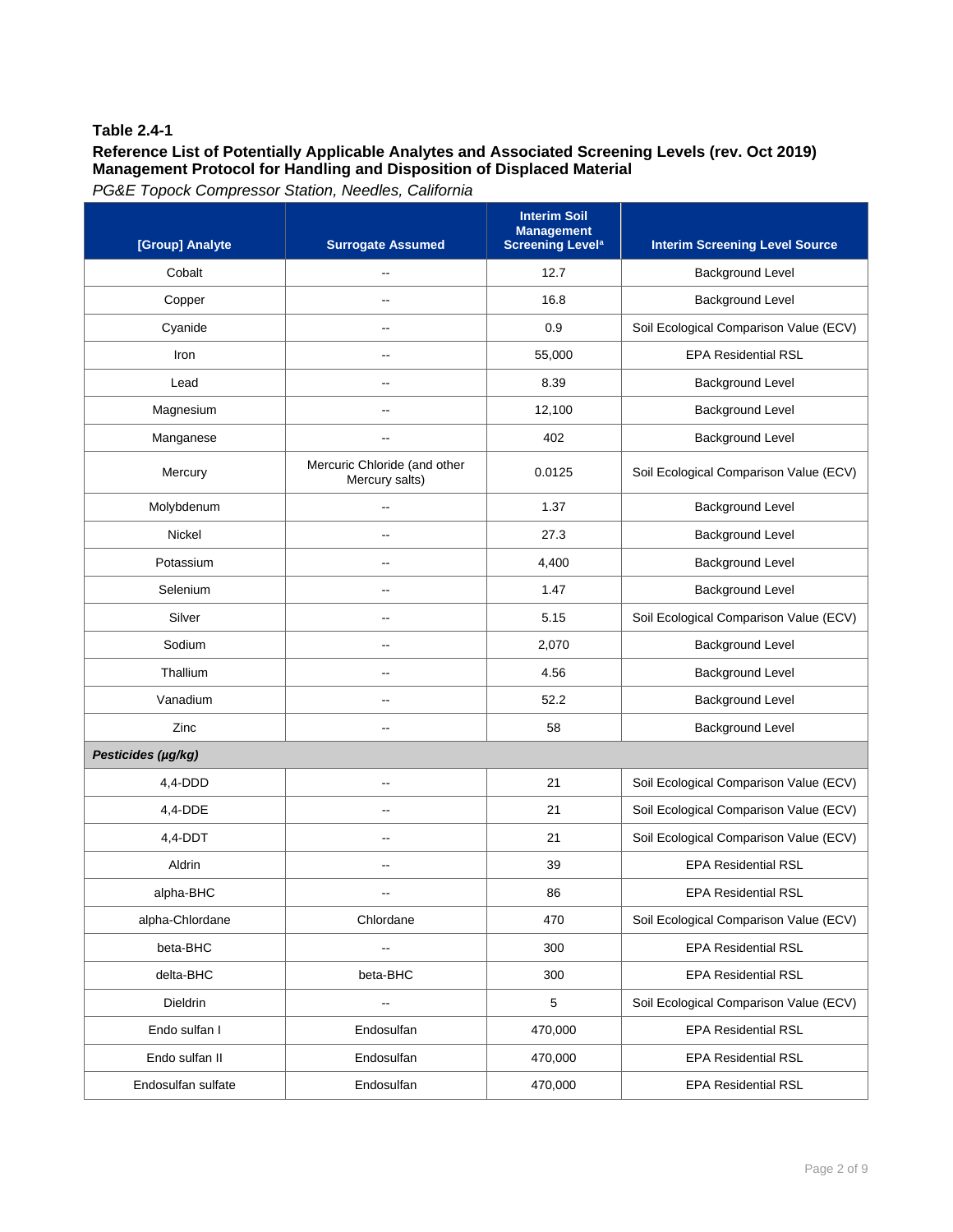**Table 2.4-1**

**Reference List of Potentially Applicable Analytes and Associated Screening Levels (rev. Oct 2019)**
**Management Protocol for Handling and Disposition of Displaced Material**

*PG&E Topock Compressor Station, Needles, California*

| [Group] Analyte | Surrogate Assumed | Interim Soil Management Screening Level[a] | Interim Screening Level Source |
|---|---|---|---|
| Cobalt | -- | 12.7 | Background Level |
| Copper | -- | 16.8 | Background Level |
| Cyanide | -- | 0.9 | Soil Ecological Comparison Value (ECV) |
| Iron | -- | 55,000 | EPA Residential RSL |
| Lead | -- | 8.39 | Background Level |
| Magnesium | -- | 12,100 | Background Level |
| Manganese | -- | 402 | Background Level |
| Mercury | Mercuric Chloride (and other Mercury salts) | 0.0125 | Soil Ecological Comparison Value (ECV) |
| Molybdenum | -- | 1.37 | Background Level |
| Nickel | -- | 27.3 | Background Level |
| Potassium | -- | 4,400 | Background Level |
| Selenium | -- | 1.47 | Background Level |
| Silver | -- | 5.15 | Soil Ecological Comparison Value (ECV) |
| Sodium | -- | 2,070 | Background Level |
| Thallium | -- | 4.56 | Background Level |
| Vanadium | -- | 52.2 | Background Level |
| Zinc | -- | 58 | Background Level |
| ***Pesticides (µg/kg)*** | | | |
| 4,4-DDD | -- | 21 | Soil Ecological Comparison Value (ECV) |
| 4,4-DDE | -- | 21 | Soil Ecological Comparison Value (ECV) |
| 4,4-DDT | -- | 21 | Soil Ecological Comparison Value (ECV) |
| Aldrin | -- | 39 | EPA Residential RSL |
| alpha-BHC | -- | 86 | EPA Residential RSL |
| alpha-Chlordane | Chlordane | 470 | Soil Ecological Comparison Value (ECV) |
| beta-BHC | -- | 300 | EPA Residential RSL |
| delta-BHC | beta-BHC | 300 | EPA Residential RSL |
| Dieldrin | -- | 5 | Soil Ecological Comparison Value (ECV) |
| Endo sulfan I | Endosulfan | 470,000 | EPA Residential RSL |
| Endo sulfan II | Endosulfan | 470,000 | EPA Residential RSL |
| Endosulfan sulfate | Endosulfan | 470,000 | EPA Residential RSL |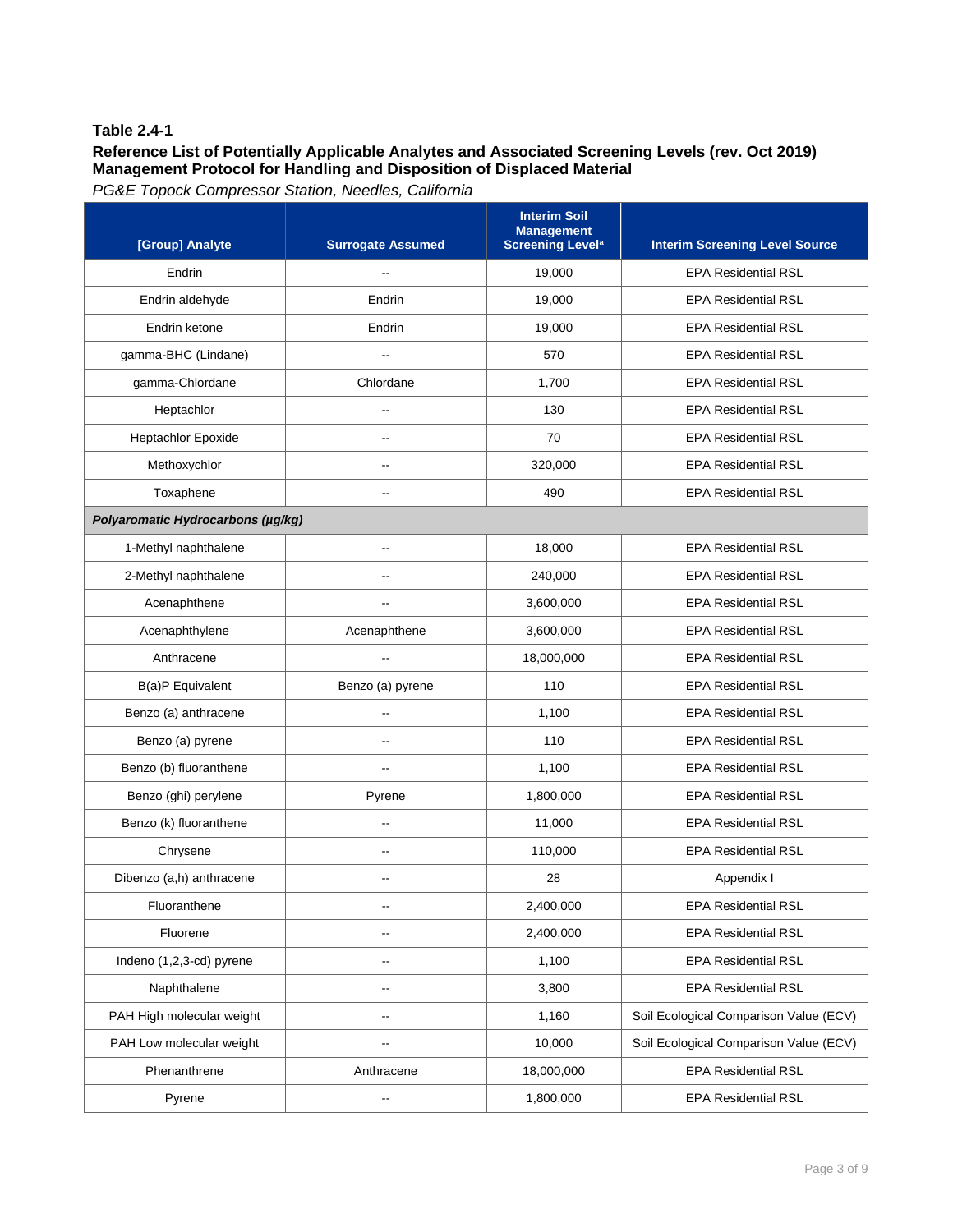**Table 2.4-1**

**Reference List of Potentially Applicable Analytes and Associated Screening Levels (rev. Oct 2019)**
**Management Protocol for Handling and Disposition of Displaced Material**

*PG&E Topock Compressor Station, Needles, California*

| [Group] Analyte | Surrogate Assumed | Interim Soil Management Screening Level[a] | Interim Screening Level Source |
|---|---|---|---|
| Endrin | -- | 19,000 | EPA Residential RSL |
| Endrin aldehyde | Endrin | 19,000 | EPA Residential RSL |
| Endrin ketone | Endrin | 19,000 | EPA Residential RSL |
| gamma-BHC (Lindane) | -- | 570 | EPA Residential RSL |
| gamma-Chlordane | Chlordane | 1,700 | EPA Residential RSL |
| Heptachlor | -- | 130 | EPA Residential RSL |
| Heptachlor Epoxide | -- | 70 | EPA Residential RSL |
| Methoxychlor | -- | 320,000 | EPA Residential RSL |
| Toxaphene | -- | 490 | EPA Residential RSL |
| ***Polyaromatic Hydrocarbons (µg/kg)*** | | | |
| 1-Methyl naphthalene | -- | 18,000 | EPA Residential RSL |
| 2-Methyl naphthalene | -- | 240,000 | EPA Residential RSL |
| Acenaphthene | -- | 3,600,000 | EPA Residential RSL |
| Acenaphthylene | Acenaphthene | 3,600,000 | EPA Residential RSL |
| Anthracene | -- | 18,000,000 | EPA Residential RSL |
| B(a)P Equivalent | Benzo (a) pyrene | 110 | EPA Residential RSL |
| Benzo (a) anthracene | -- | 1,100 | EPA Residential RSL |
| Benzo (a) pyrene | -- | 110 | EPA Residential RSL |
| Benzo (b) fluoranthene | -- | 1,100 | EPA Residential RSL |
| Benzo (ghi) perylene | Pyrene | 1,800,000 | EPA Residential RSL |
| Benzo (k) fluoranthene | -- | 11,000 | EPA Residential RSL |
| Chrysene | -- | 110,000 | EPA Residential RSL |
| Dibenzo (a,h) anthracene | -- | 28 | Appendix I |
| Fluoranthene | -- | 2,400,000 | EPA Residential RSL |
| Fluorene | -- | 2,400,000 | EPA Residential RSL |
| Indeno (1,2,3-cd) pyrene | -- | 1,100 | EPA Residential RSL |
| Naphthalene | -- | 3,800 | EPA Residential RSL |
| PAH High molecular weight | -- | 1,160 | Soil Ecological Comparison Value (ECV) |
| PAH Low molecular weight | -- | 10,000 | Soil Ecological Comparison Value (ECV) |
| Phenanthrene | Anthracene | 18,000,000 | EPA Residential RSL |
| Pyrene | -- | 1,800,000 | EPA Residential RSL |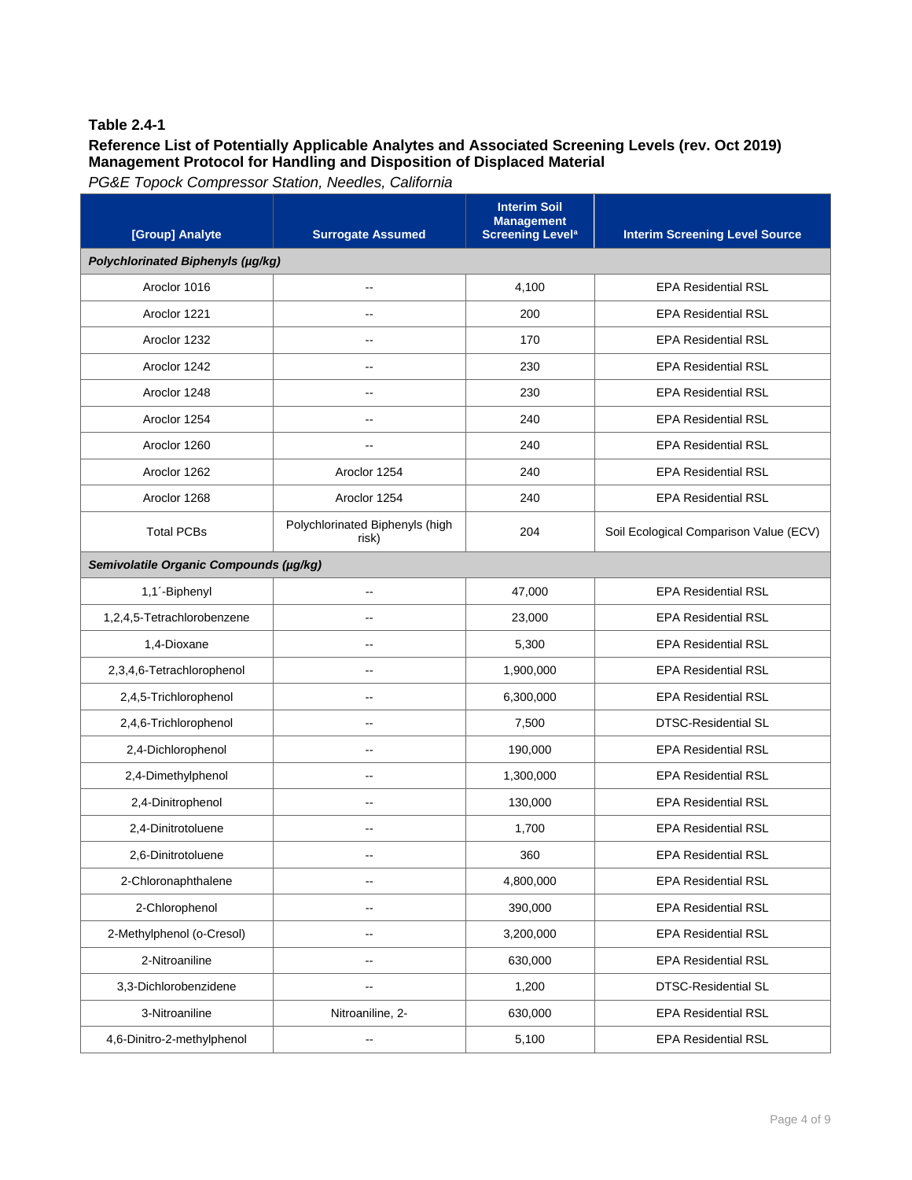**Table 2.4-1**

**Reference List of Potentially Applicable Analytes and Associated Screening Levels (rev. Oct 2019)**
**Management Protocol for Handling and Disposition of Displaced Material**

*PG&E Topock Compressor Station, Needles, California*

| [Group] Analyte | Surrogate Assumed | Interim Soil Management Screening Level[a] | Interim Screening Level Source |
|---|---|---|---|
| ***Polychlorinated Biphenyls (µg/kg)*** | | | |
| Aroclor 1016 | -- | 4,100 | EPA Residential RSL |
| Aroclor 1221 | -- | 200 | EPA Residential RSL |
| Aroclor 1232 | -- | 170 | EPA Residential RSL |
| Aroclor 1242 | -- | 230 | EPA Residential RSL |
| Aroclor 1248 | -- | 230 | EPA Residential RSL |
| Aroclor 1254 | -- | 240 | EPA Residential RSL |
| Aroclor 1260 | -- | 240 | EPA Residential RSL |
| Aroclor 1262 | Aroclor 1254 | 240 | EPA Residential RSL |
| Aroclor 1268 | Aroclor 1254 | 240 | EPA Residential RSL |
| Total PCBs | Polychlorinated Biphenyls (high risk) | 204 | Soil Ecological Comparison Value (ECV) |
| ***Semivolatile Organic Compounds (µg/kg)*** | | | |
| 1,1´-Biphenyl | -- | 47,000 | EPA Residential RSL |
| 1,2,4,5-Tetrachlorobenzene | -- | 23,000 | EPA Residential RSL |
| 1,4-Dioxane | -- | 5,300 | EPA Residential RSL |
| 2,3,4,6-Tetrachlorophenol | -- | 1,900,000 | EPA Residential RSL |
| 2,4,5-Trichlorophenol | -- | 6,300,000 | EPA Residential RSL |
| 2,4,6-Trichlorophenol | -- | 7,500 | DTSC-Residential SL |
| 2,4-Dichlorophenol | -- | 190,000 | EPA Residential RSL |
| 2,4-Dimethylphenol | -- | 1,300,000 | EPA Residential RSL |
| 2,4-Dinitrophenol | -- | 130,000 | EPA Residential RSL |
| 2,4-Dinitrotoluene | -- | 1,700 | EPA Residential RSL |
| 2,6-Dinitrotoluene | -- | 360 | EPA Residential RSL |
| 2-Chloronaphthalene | -- | 4,800,000 | EPA Residential RSL |
| 2-Chlorophenol | -- | 390,000 | EPA Residential RSL |
| 2-Methylphenol (o-Cresol) | -- | 3,200,000 | EPA Residential RSL |
| 2-Nitroaniline | -- | 630,000 | EPA Residential RSL |
| 3,3-Dichlorobenzidene | -- | 1,200 | DTSC-Residential SL |
| 3-Nitroaniline | Nitroaniline, 2- | 630,000 | EPA Residential RSL |
| 4,6-Dinitro-2-methylphenol | -- | 5,100 | EPA Residential RSL |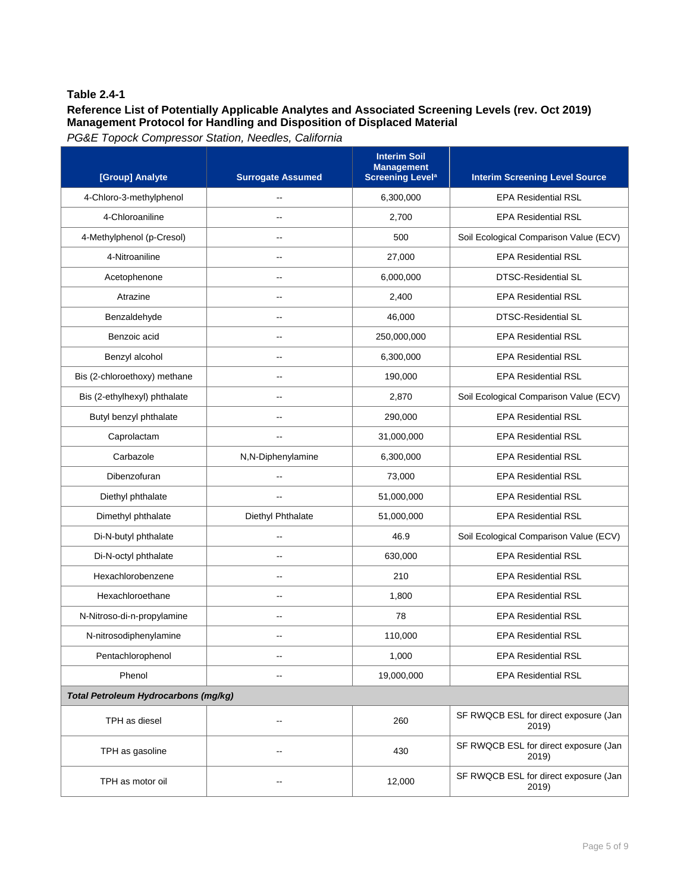**Table 2.4-1**

**Reference List of Potentially Applicable Analytes and Associated Screening Levels (rev. Oct 2019)**
**Management Protocol for Handling and Disposition of Displaced Material**

*PG&E Topock Compressor Station, Needles, California*

| [Group] Analyte | Surrogate Assumed | Interim Soil Management Screening Level[a] | Interim Screening Level Source |
|---|---|---|---|
| 4-Chloro-3-methylphenol | -- | 6,300,000 | EPA Residential RSL |
| 4-Chloroaniline | -- | 2,700 | EPA Residential RSL |
| 4-Methylphenol (p-Cresol) | -- | 500 | Soil Ecological Comparison Value (ECV) |
| 4-Nitroaniline | -- | 27,000 | EPA Residential RSL |
| Acetophenone | -- | 6,000,000 | DTSC-Residential SL |
| Atrazine | -- | 2,400 | EPA Residential RSL |
| Benzaldehyde | -- | 46,000 | DTSC-Residential SL |
| Benzoic acid | -- | 250,000,000 | EPA Residential RSL |
| Benzyl alcohol | -- | 6,300,000 | EPA Residential RSL |
| Bis (2-chloroethoxy) methane | -- | 190,000 | EPA Residential RSL |
| Bis (2-ethylhexyl) phthalate | -- | 2,870 | Soil Ecological Comparison Value (ECV) |
| Butyl benzyl phthalate | -- | 290,000 | EPA Residential RSL |
| Caprolactam | -- | 31,000,000 | EPA Residential RSL |
| Carbazole | N,N-Diphenylamine | 6,300,000 | EPA Residential RSL |
| Dibenzofuran | -- | 73,000 | EPA Residential RSL |
| Diethyl phthalate | -- | 51,000,000 | EPA Residential RSL |
| Dimethyl phthalate | Diethyl Phthalate | 51,000,000 | EPA Residential RSL |
| Di-N-butyl phthalate | -- | 46.9 | Soil Ecological Comparison Value (ECV) |
| Di-N-octyl phthalate | -- | 630,000 | EPA Residential RSL |
| Hexachlorobenzene | -- | 210 | EPA Residential RSL |
| Hexachloroethane | -- | 1,800 | EPA Residential RSL |
| N-Nitroso-di-n-propylamine | -- | 78 | EPA Residential RSL |
| N-nitrosodiphenylamine | -- | 110,000 | EPA Residential RSL |
| Pentachlorophenol | -- | 1,000 | EPA Residential RSL |
| Phenol | -- | 19,000,000 | EPA Residential RSL |
| ***Total Petroleum Hydrocarbons (mg/kg)*** | | | |
| TPH as diesel | -- | 260 | SF RWQCB ESL for direct exposure (Jan 2019) |
| TPH as gasoline | -- | 430 | SF RWQCB ESL for direct exposure (Jan 2019) |
| TPH as motor oil | -- | 12,000 | SF RWQCB ESL for direct exposure (Jan 2019) |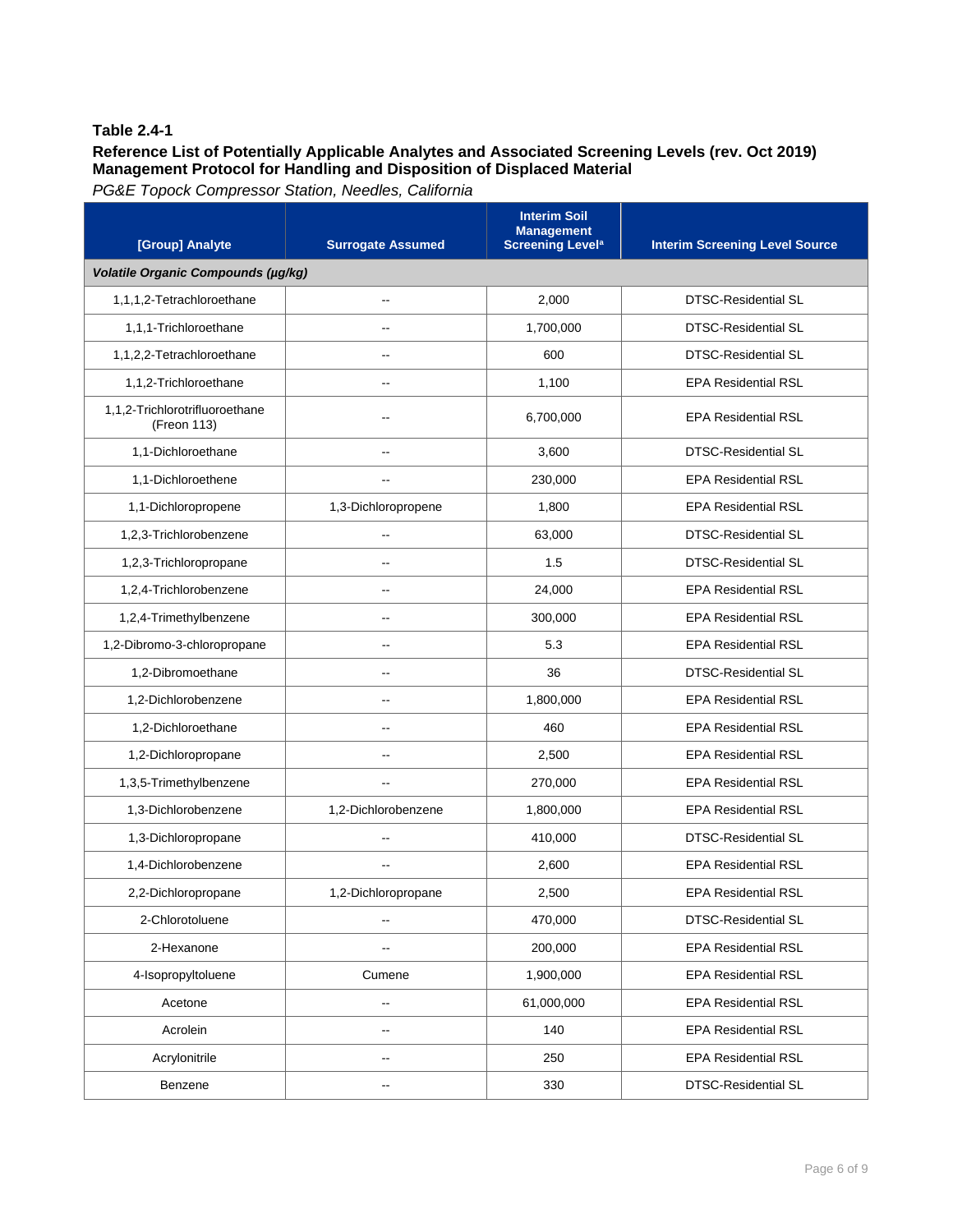**Table 2.4-1**

**Reference List of Potentially Applicable Analytes and Associated Screening Levels (rev. Oct 2019)**
**Management Protocol for Handling and Disposition of Displaced Material**

*PG&E Topock Compressor Station, Needles, California*

| [Group] Analyte | Surrogate Assumed | Interim Soil Management Screening Level[a] | Interim Screening Level Source |
|---|---|---|---|
| ***Volatile Organic Compounds (μg/kg)*** | | | |
| 1,1,1,2-Tetrachloroethane | -- | 2,000 | DTSC-Residential SL |
| 1,1,1-Trichloroethane | -- | 1,700,000 | DTSC-Residential SL |
| 1,1,2,2-Tetrachloroethane | -- | 600 | DTSC-Residential SL |
| 1,1,2-Trichloroethane | -- | 1,100 | EPA Residential RSL |
| 1,1,2-Trichlorotrifluoroethane (Freon 113) | -- | 6,700,000 | EPA Residential RSL |
| 1,1-Dichloroethane | -- | 3,600 | DTSC-Residential SL |
| 1,1-Dichloroethene | -- | 230,000 | EPA Residential RSL |
| 1,1-Dichloropropene | 1,3-Dichloropropene | 1,800 | EPA Residential RSL |
| 1,2,3-Trichlorobenzene | -- | 63,000 | DTSC-Residential SL |
| 1,2,3-Trichloropropane | -- | 1.5 | DTSC-Residential SL |
| 1,2,4-Trichlorobenzene | -- | 24,000 | EPA Residential RSL |
| 1,2,4-Trimethylbenzene | -- | 300,000 | EPA Residential RSL |
| 1,2-Dibromo-3-chloropropane | -- | 5.3 | EPA Residential RSL |
| 1,2-Dibromoethane | -- | 36 | DTSC-Residential SL |
| 1,2-Dichlorobenzene | -- | 1,800,000 | EPA Residential RSL |
| 1,2-Dichloroethane | -- | 460 | EPA Residential RSL |
| 1,2-Dichloropropane | -- | 2,500 | EPA Residential RSL |
| 1,3,5-Trimethylbenzene | -- | 270,000 | EPA Residential RSL |
| 1,3-Dichlorobenzene | 1,2-Dichlorobenzene | 1,800,000 | EPA Residential RSL |
| 1,3-Dichloropropane | -- | 410,000 | DTSC-Residential SL |
| 1,4-Dichlorobenzene | -- | 2,600 | EPA Residential RSL |
| 2,2-Dichloropropane | 1,2-Dichloropropane | 2,500 | EPA Residential RSL |
| 2-Chlorotoluene | -- | 470,000 | DTSC-Residential SL |
| 2-Hexanone | -- | 200,000 | EPA Residential RSL |
| 4-Isopropyltoluene | Cumene | 1,900,000 | EPA Residential RSL |
| Acetone | -- | 61,000,000 | EPA Residential RSL |
| Acrolein | -- | 140 | EPA Residential RSL |
| Acrylonitrile | -- | 250 | EPA Residential RSL |
| Benzene | -- | 330 | DTSC-Residential SL |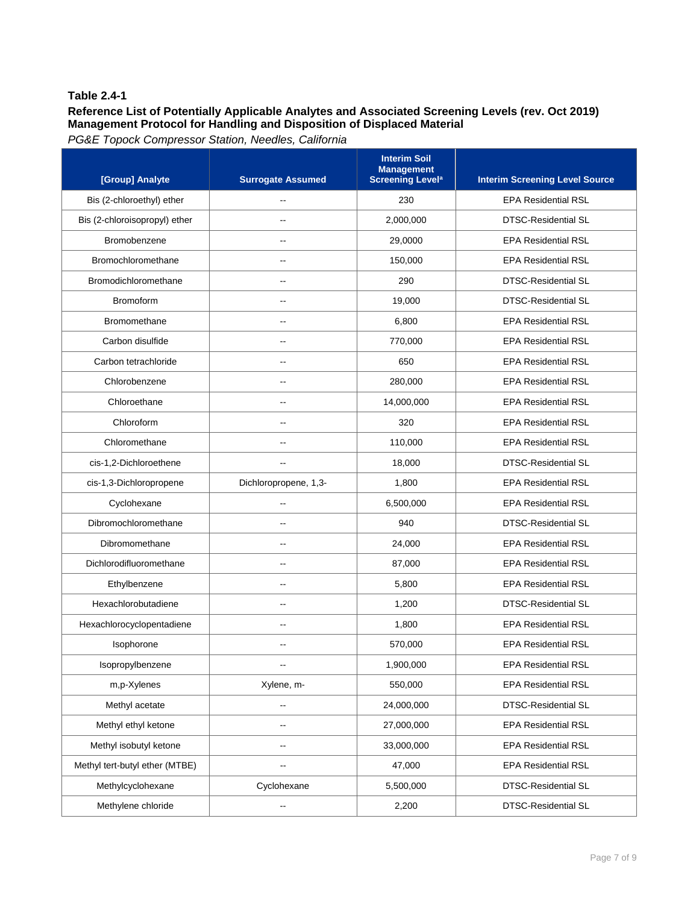**Table 2.4-1**

**Reference List of Potentially Applicable Analytes and Associated Screening Levels (rev. Oct 2019)**
**Management Protocol for Handling and Disposition of Displaced Material**

*PG&E Topock Compressor Station, Needles, California*

| [Group] Analyte | Surrogate Assumed | Interim Soil Management Screening Level[a] | Interim Screening Level Source |
|---|---|---|---|
| Bis (2-chloroethyl) ether | -- | 230 | EPA Residential RSL |
| Bis (2-chloroisopropyl) ether | -- | 2,000,000 | DTSC-Residential SL |
| Bromobenzene | -- | 29,0000 | EPA Residential RSL |
| Bromochloromethane | -- | 150,000 | EPA Residential RSL |
| Bromodichloromethane | -- | 290 | DTSC-Residential SL |
| Bromoform | -- | 19,000 | DTSC-Residential SL |
| Bromomethane | -- | 6,800 | EPA Residential RSL |
| Carbon disulfide | -- | 770,000 | EPA Residential RSL |
| Carbon tetrachloride | -- | 650 | EPA Residential RSL |
| Chlorobenzene | -- | 280,000 | EPA Residential RSL |
| Chloroethane | -- | 14,000,000 | EPA Residential RSL |
| Chloroform | -- | 320 | EPA Residential RSL |
| Chloromethane | -- | 110,000 | EPA Residential RSL |
| cis-1,2-Dichloroethene | -- | 18,000 | DTSC-Residential SL |
| cis-1,3-Dichloropropene | Dichloropropene, 1,3- | 1,800 | EPA Residential RSL |
| Cyclohexane | -- | 6,500,000 | EPA Residential RSL |
| Dibromochloromethane | -- | 940 | DTSC-Residential SL |
| Dibromomethane | -- | 24,000 | EPA Residential RSL |
| Dichlorodifluoromethane | -- | 87,000 | EPA Residential RSL |
| Ethylbenzene | -- | 5,800 | EPA Residential RSL |
| Hexachlorobutadiene | -- | 1,200 | DTSC-Residential SL |
| Hexachlorocyclopentadiene | -- | 1,800 | EPA Residential RSL |
| Isophorone | -- | 570,000 | EPA Residential RSL |
| Isopropylbenzene | -- | 1,900,000 | EPA Residential RSL |
| m,p-Xylenes | Xylene, m- | 550,000 | EPA Residential RSL |
| Methyl acetate | -- | 24,000,000 | DTSC-Residential SL |
| Methyl ethyl ketone | -- | 27,000,000 | EPA Residential RSL |
| Methyl isobutyl ketone | -- | 33,000,000 | EPA Residential RSL |
| Methyl tert-butyl ether (MTBE) | -- | 47,000 | EPA Residential RSL |
| Methylcyclohexane | Cyclohexane | 5,500,000 | DTSC-Residential SL |
| Methylene chloride | -- | 2,200 | DTSC-Residential SL |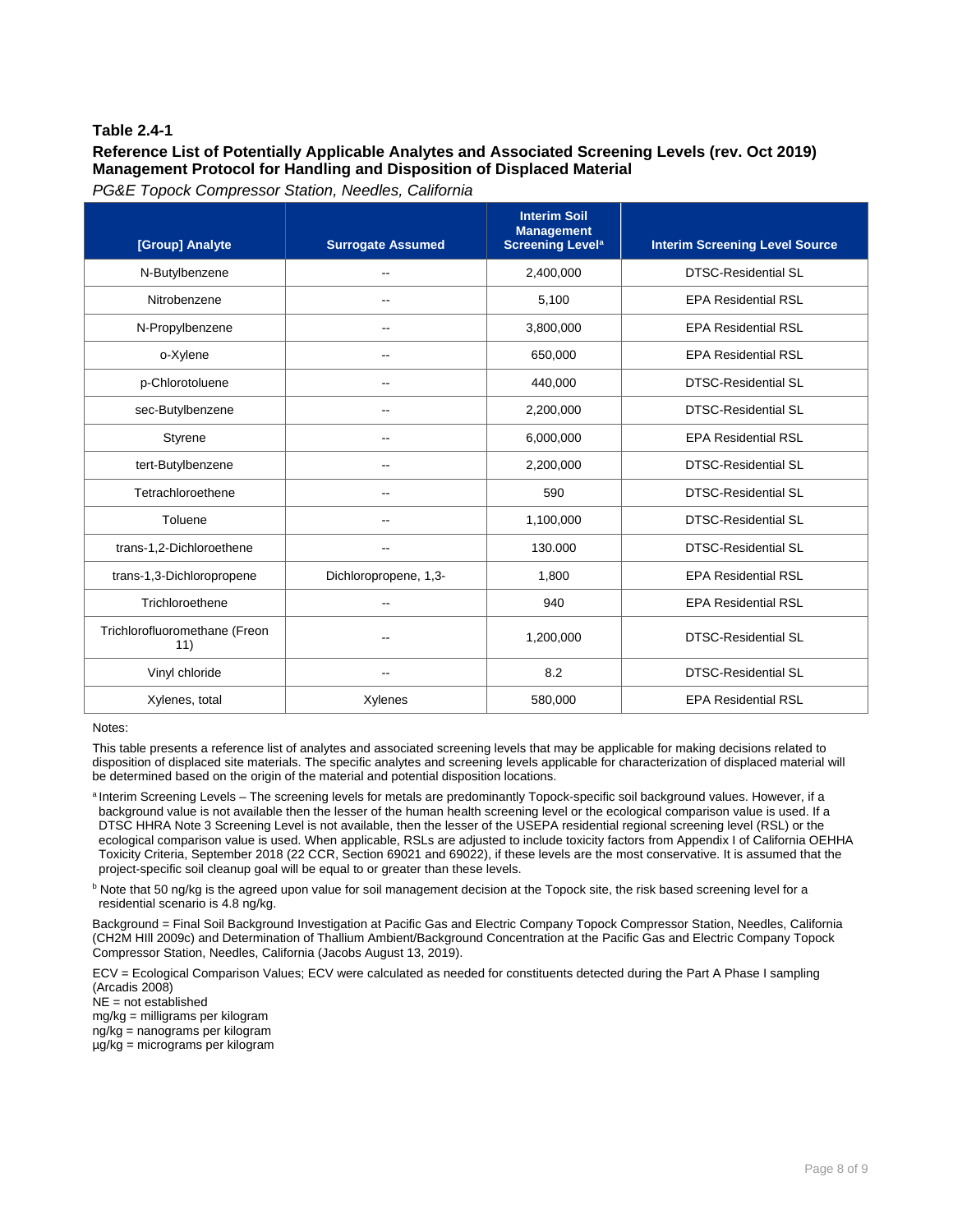**Table 2.4-1**

**Reference List of Potentially Applicable Analytes and Associated Screening Levels (rev. Oct 2019)**
**Management Protocol for Handling and Disposition of Displaced Material**

*PG&E Topock Compressor Station, Needles, California*

| [Group] Analyte | Surrogate Assumed | Interim Soil Management Screening Level[a] | Interim Screening Level Source |
|---|---|---|---|
| N-Butylbenzene | -- | 2,400,000 | DTSC-Residential SL |
| Nitrobenzene | -- | 5,100 | EPA Residential RSL |
| N-Propylbenzene | -- | 3,800,000 | EPA Residential RSL |
| o-Xylene | -- | 650,000 | EPA Residential RSL |
| p-Chlorotoluene | -- | 440,000 | DTSC-Residential SL |
| sec-Butylbenzene | -- | 2,200,000 | DTSC-Residential SL |
| Styrene | -- | 6,000,000 | EPA Residential RSL |
| tert-Butylbenzene | -- | 2,200,000 | DTSC-Residential SL |
| Tetrachloroethene | -- | 590 | DTSC-Residential SL |
| Toluene | -- | 1,100,000 | DTSC-Residential SL |
| trans-1,2-Dichloroethene | -- | 130.000 | DTSC-Residential SL |
| trans-1,3-Dichloropropene | Dichloropropene, 1,3- | 1,800 | EPA Residential RSL |
| Trichloroethene | -- | 940 | EPA Residential RSL |
| Trichlorofluoromethane (Freon 11) | -- | 1,200,000 | DTSC-Residential SL |
| Vinyl chloride | -- | 8.2 | DTSC-Residential SL |
| Xylenes, total | Xylenes | 580,000 | EPA Residential RSL |

Notes:

This table presents a reference list of analytes and associated screening levels that may be applicable for making decisions related to disposition of displaced site materials. The specific analytes and screening levels applicable for characterization of displaced material will be determined based on the origin of the material and potential disposition locations.

[a] Interim Screening Levels – The screening levels for metals are predominantly Topock-specific soil background values. However, if a background value is not available then the lesser of the human health screening level or the ecological comparison value is used. If a DTSC HHRA Note 3 Screening Level is not available, then the lesser of the USEPA residential regional screening level (RSL) or the ecological comparison value is used. When applicable, RSLs are adjusted to include toxicity factors from Appendix I of California OEHHA Toxicity Criteria, September 2018 (22 CCR, Section 69021 and 69022), if these levels are the most conservative. It is assumed that the project-specific soil cleanup goal will be equal to or greater than these levels.

[b] Note that 50 ng/kg is the agreed upon value for soil management decision at the Topock site, the risk based screening level for a residential scenario is 4.8 ng/kg.

Background = Final Soil Background Investigation at Pacific Gas and Electric Company Topock Compressor Station, Needles, California (CH2M HIll 2009c) and Determination of Thallium Ambient/Background Concentration at the Pacific Gas and Electric Company Topock Compressor Station, Needles, California (Jacobs August 13, 2019).

ECV = Ecological Comparison Values; ECV were calculated as needed for constituents detected during the Part A Phase I sampling (Arcadis 2008)
NE = not established
mg/kg = milligrams per kilogram
ng/kg = nanograms per kilogram
µg/kg = micrograms per kilogram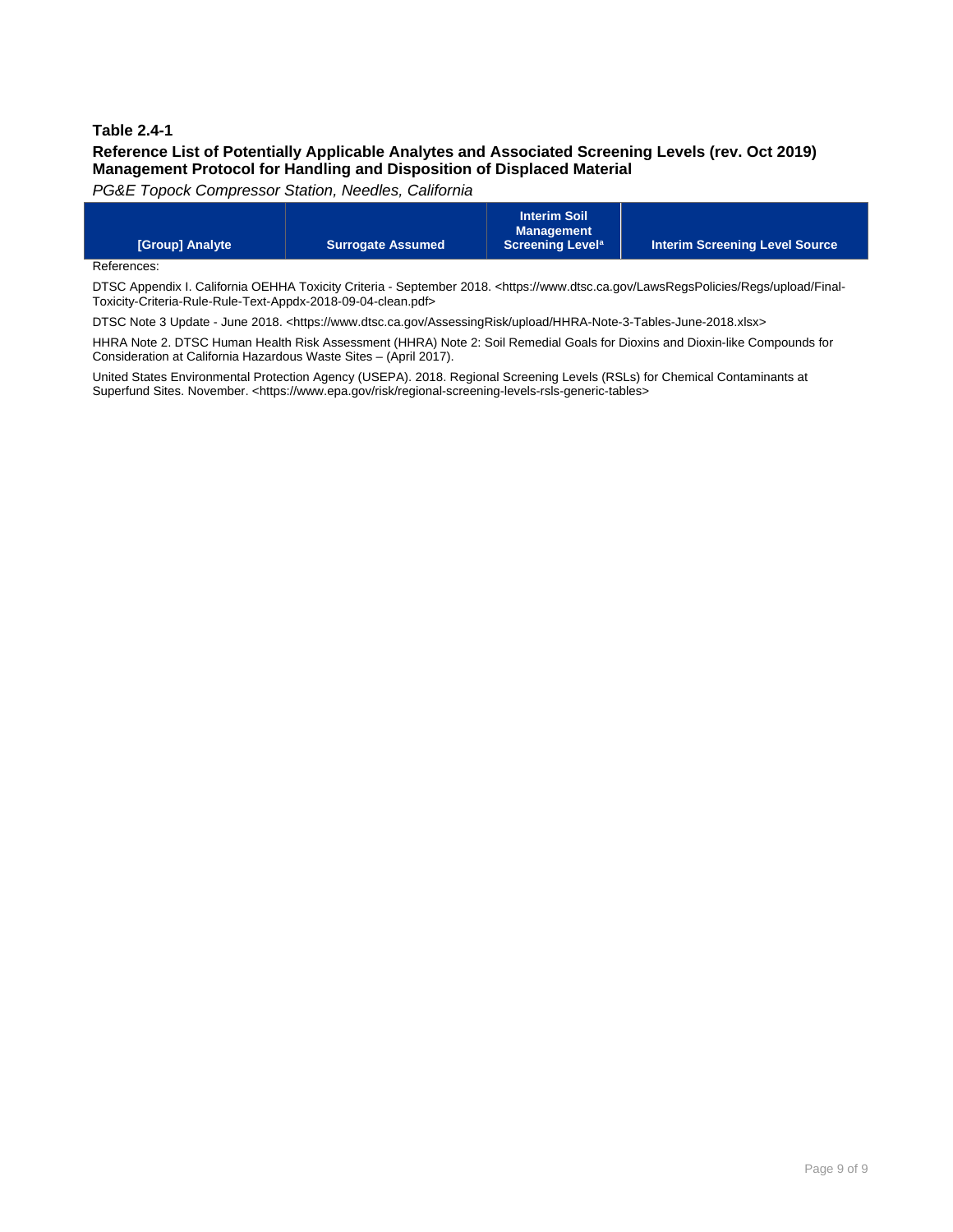**Table 2.4-1**

**Reference List of Potentially Applicable Analytes and Associated Screening Levels (rev. Oct 2019)**
**Management Protocol for Handling and Disposition of Displaced Material**

*PG&E Topock Compressor Station, Needles, California*

| [Group] Analyte | Surrogate Assumed | Interim Soil Management Screening Level[a] | Interim Screening Level Source |
|---|---|---|---|

References:

DTSC Appendix I. California OEHHA Toxicity Criteria - September 2018. <https://www.dtsc.ca.gov/LawsRegsPolicies/Regs/upload/Final-Toxicity-Criteria-Rule-Rule-Text-Appdx-2018-09-04-clean.pdf>

DTSC Note 3 Update - June 2018. <https://www.dtsc.ca.gov/AssessingRisk/upload/HHRA-Note-3-Tables-June-2018.xlsx>

HHRA Note 2. DTSC Human Health Risk Assessment (HHRA) Note 2: Soil Remedial Goals for Dioxins and Dioxin-like Compounds for Consideration at California Hazardous Waste Sites – (April 2017).

United States Environmental Protection Agency (USEPA). 2018. Regional Screening Levels (RSLs) for Chemical Contaminants at Superfund Sites. November. <https://www.epa.gov/risk/regional-screening-levels-rsls-generic-tables>